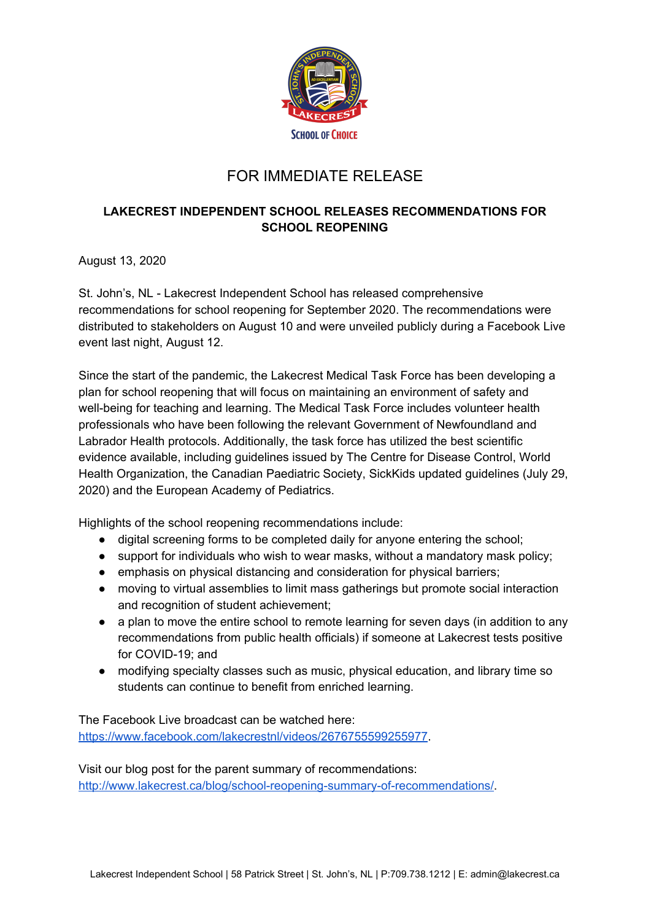FOR IMMEDIATE RELEASE

**LAKECREST INDEPENDENT SCHOOL RELEASES RECOMMENDATIONS FOR SCHOOL REOPENING**

August 13, 2020

St. John's, NL - Lakecrest Independent School has released comprehensive recommendations for school reopening for September 2020. The recommendations were distributed to stakeholders on August 10 and were unveiled publicly during a Facebook Live event last night, August 12.

Since the start of the pandemic, the Lakecrest Medical Task Force has been developing a plan for school reopening that will focus on maintaining an environment of safety and well-being for teaching and learning. The Medical Task Force includes volunteer health professionals who have been following the relevant Government of Newfoundland and Labrador Health protocols. Additionally, the task force has utilized the best scientific evidence available, including guidelines issued by The Centre for Disease Control, World Health Organization, the Canadian Paediatric Society, SickKids updated guidelines (July 29, 2020) and the European Academy of Pediatrics.

Highlights of the school reopening recommendations include:

- digital screening forms to be completed daily for anyone entering the school;
- support for individuals who wish to wear masks, without a mandatory mask policy;
- emphasis on physical distancing and consideration for physical barriers;
- moving to virtual assemblies to limit mass gatherings but promote social interaction and recognition of student achievement;
- a plan to move the entire school to remote learning for seven days (in addition to any recommendations from public health officials) if someone at Lakecrest tests positive for COVID-19; and
- modifying specialty classes such as music, physical education, and library time so students can continue to benefit from enriched learning.

The Facebook Live broadcast can be watched here: https://www.facebook.com/lakecrestnl/videos/2676755599255977.

Visit our blog post for the parent summary of recommendations: http://www.lakecrest.ca/blog/school-reopening-summary-of-recommendations/.

Lakecrest Independent School | 58 Patrick Street | St. John's, NL | P:709.738.1212 | E: admin@lakecrest.ca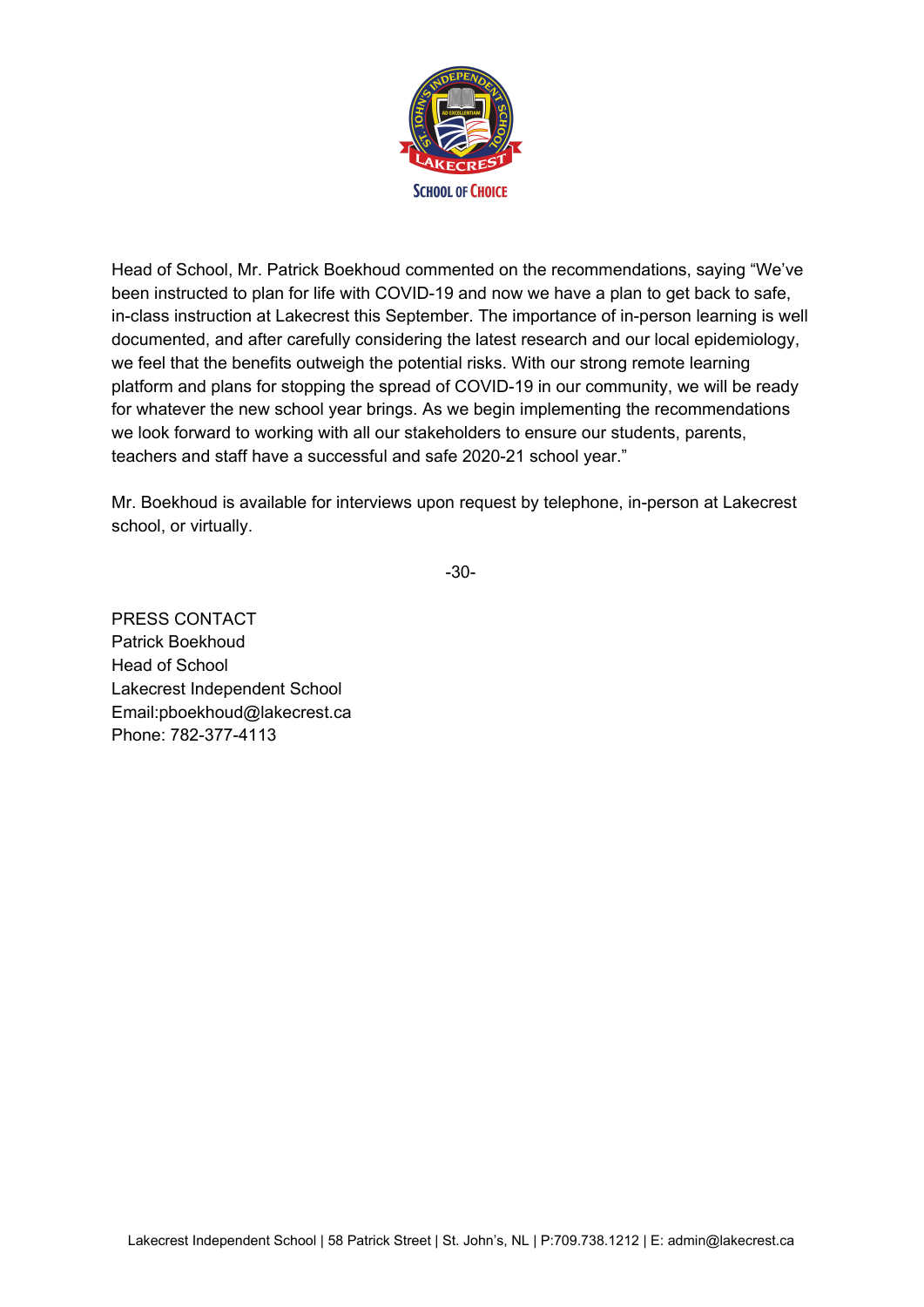Head of School, Mr. Patrick Boekhoud commented on the recommendations, saying "We've been instructed to plan for life with COVID-19 and now we have a plan to get back to safe, in-class instruction at Lakecrest this September. The importance of in-person learning is well documented, and after carefully considering the latest research and our local epidemiology, we feel that the benefits outweigh the potential risks. With our strong remote learning platform and plans for stopping the spread of COVID-19 in our community, we will be ready for whatever the new school year brings. As we begin implementing the recommendations we look forward to working with all our stakeholders to ensure our students, parents, teachers and staff have a successful and safe 2020-21 school year."

Mr. Boekhoud is available for interviews upon request by telephone, in-person at Lakecrest school, or virtually.

-30-

PRESS CONTACT
Patrick Boekhoud
Head of School
Lakecrest Independent School
Email:pboekhoud@lakecrest.ca
Phone: 782-377-4113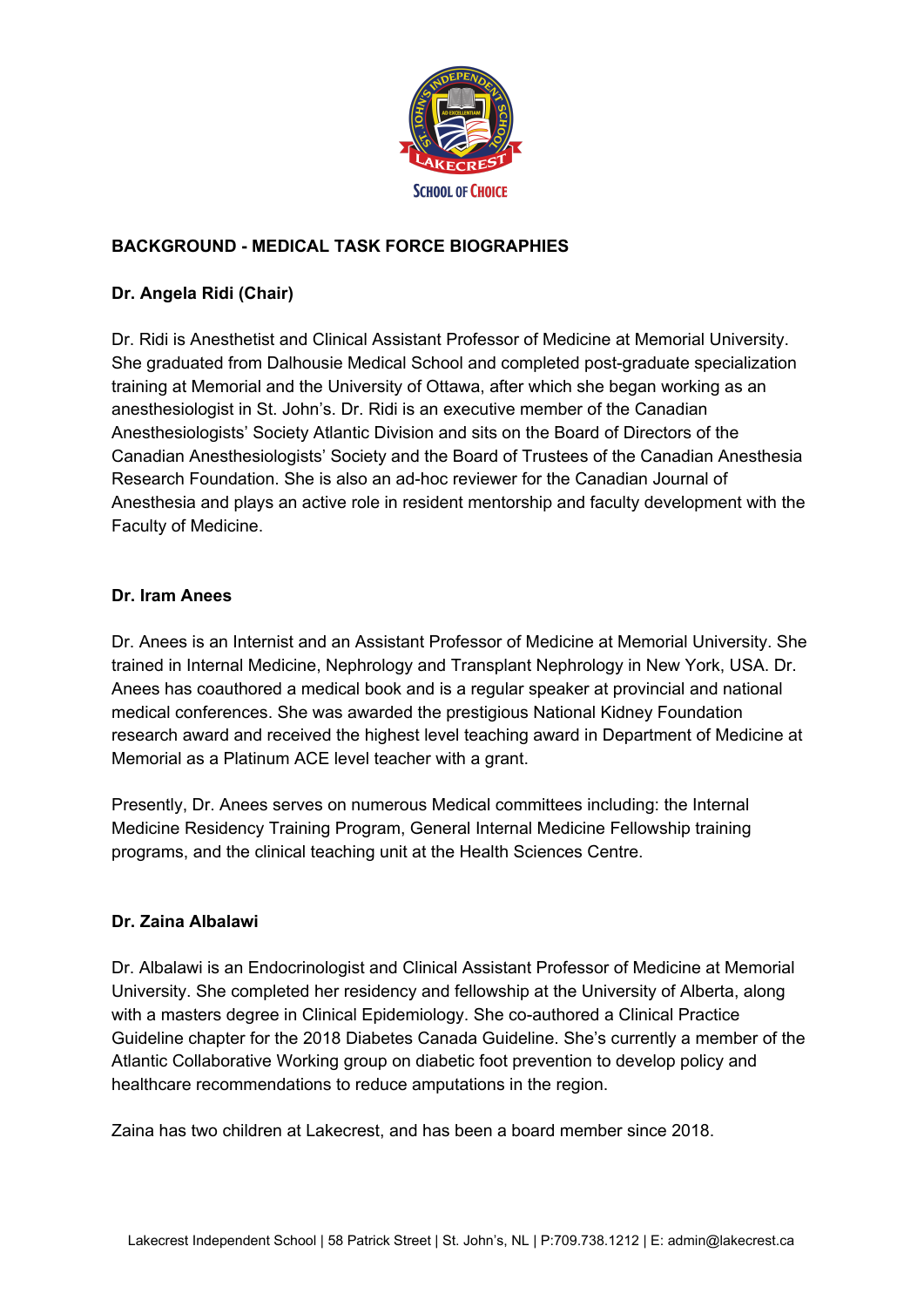## BACKGROUND - MEDICAL TASK FORCE BIOGRAPHIES

### Dr. Angela Ridi (Chair)

Dr. Ridi is Anesthetist and Clinical Assistant Professor of Medicine at Memorial University. She graduated from Dalhousie Medical School and completed post-graduate specialization training at Memorial and the University of Ottawa, after which she began working as an anesthesiologist in St. John's. Dr. Ridi is an executive member of the Canadian Anesthesiologists' Society Atlantic Division and sits on the Board of Directors of the Canadian Anesthesiologists' Society and the Board of Trustees of the Canadian Anesthesia Research Foundation. She is also an ad-hoc reviewer for the Canadian Journal of Anesthesia and plays an active role in resident mentorship and faculty development with the Faculty of Medicine.

### Dr. Iram Anees

Dr. Anees is an Internist and an Assistant Professor of Medicine at Memorial University. She trained in Internal Medicine, Nephrology and Transplant Nephrology in New York, USA. Dr. Anees has coauthored a medical book and is a regular speaker at provincial and national medical conferences. She was awarded the prestigious National Kidney Foundation research award and received the highest level teaching award in Department of Medicine at Memorial as a Platinum ACE level teacher with a grant.

Presently, Dr. Anees serves on numerous Medical committees including: the Internal Medicine Residency Training Program, General Internal Medicine Fellowship training programs, and the clinical teaching unit at the Health Sciences Centre.

### Dr. Zaina Albalawi

Dr. Albalawi is an Endocrinologist and Clinical Assistant Professor of Medicine at Memorial University. She completed her residency and fellowship at the University of Alberta, along with a masters degree in Clinical Epidemiology. She co-authored a Clinical Practice Guideline chapter for the 2018 Diabetes Canada Guideline. She's currently a member of the Atlantic Collaborative Working group on diabetic foot prevention to develop policy and healthcare recommendations to reduce amputations in the region.

Zaina has two children at Lakecrest, and has been a board member since 2018.